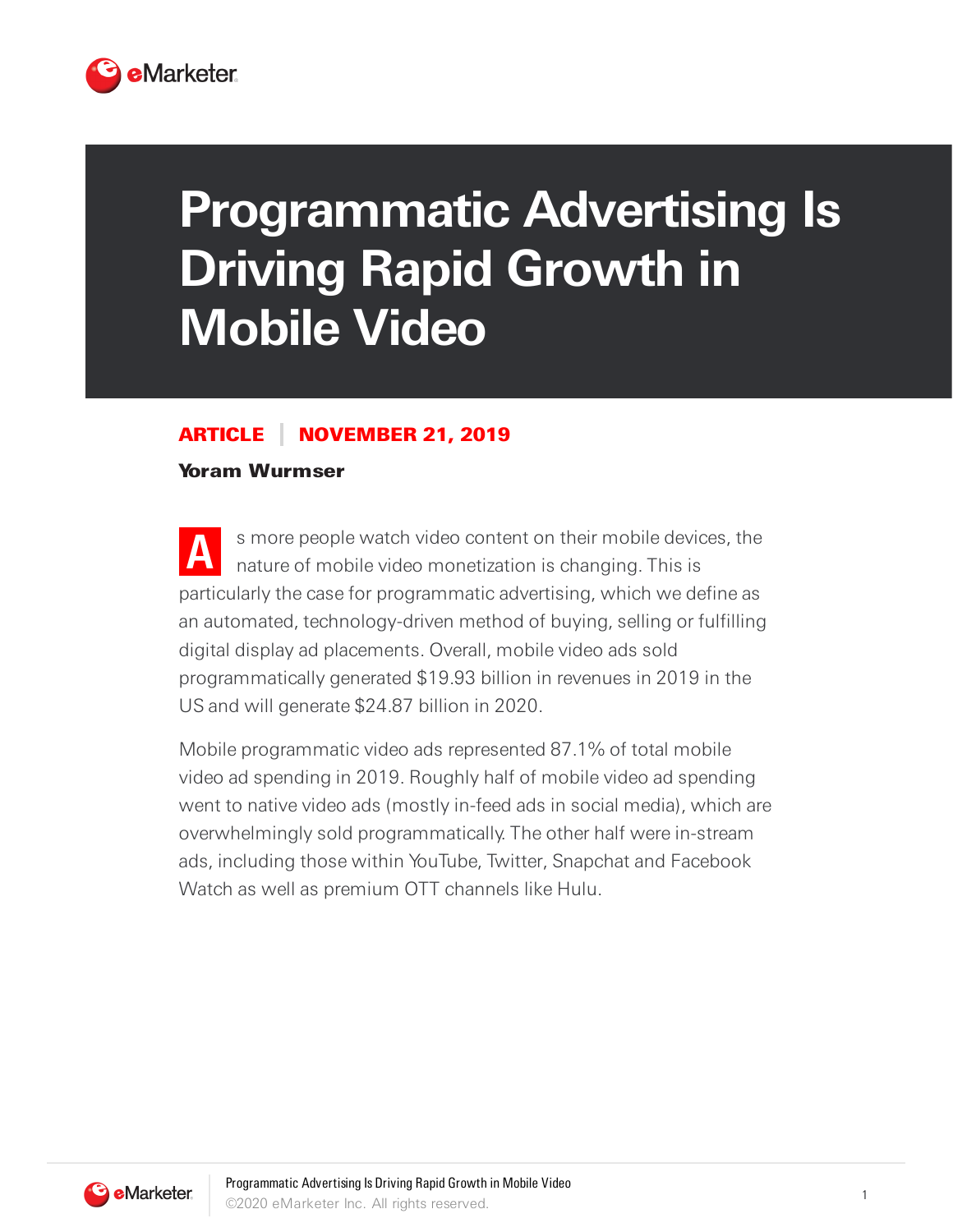# Programmatic Advertising Is Driving Rapid Growth in Mobile Video

**ARTICLE | NOVEMBER 21, 2019**

**Yoram Wurmser**

As more people watch video content on their mobile devices, the nature of mobile video monetization is changing. This is particularly the case for programmatic advertising, which we define as an automated, technology-driven method of buying, selling or fulfilling digital display ad placements. Overall, mobile video ads sold programmatically generated $19.93 billion in revenues in 2019 in the US and will generate $24.87 billion in 2020.

Mobile programmatic video ads represented 87.1% of total mobile video ad spending in 2019. Roughly half of mobile video ad spending went to native video ads (mostly in-feed ads in social media), which are overwhelmingly sold programmatically. The other half were in-stream ads, including those within YouTube, Twitter, Snapchat and Facebook Watch as well as premium OTT channels like Hulu.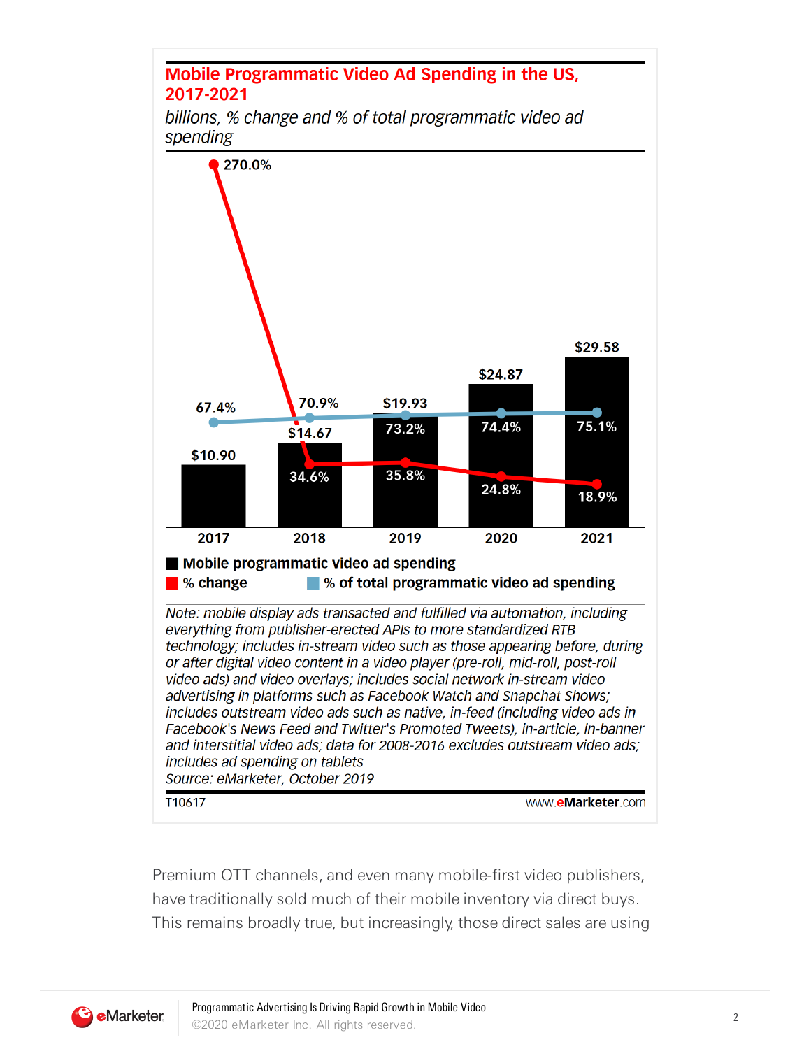## Mobile Programmatic Video Ad Spending in the US, 2017-2021

*billions, % change and % of total programmatic video ad spending*

| | 2017 | 2018 | 2019 | 2020 | 2021 |
|---|---|---|---|---|---|
| Mobile programmatic video ad spending | $10.90 | $14.67 | $19.93 | $24.87 | $29.58 |
| % change | 270.0% | 34.6% | 35.8% | 24.8% | 18.9% |
| % of total programmatic video ad spending | 67.4% | 70.9% | 73.2% | 74.4% | 75.1% |

*Note: mobile display ads transacted and fulfilled via automation, including everything from publisher-erected APIs to more standardized RTB technology; includes in-stream video such as those appearing before, during or after digital video content in a video player (pre-roll, mid-roll, post-roll video ads) and video overlays; includes social network in-stream video advertising in platforms such as Facebook Watch and Snapchat Shows; includes outstream video ads such as native, in-feed (including video ads in Facebook's News Feed and Twitter's Promoted Tweets), in-article, in-banner and interstitial video ads; data for 2008-2016 excludes outstream video ads; includes ad spending on tablets*
*Source: eMarketer, October 2019*

T10617 www.eMarketer.com

Premium OTT channels, and even many mobile-first video publishers, have traditionally sold much of their mobile inventory via direct buys. This remains broadly true, but increasingly, those direct sales are using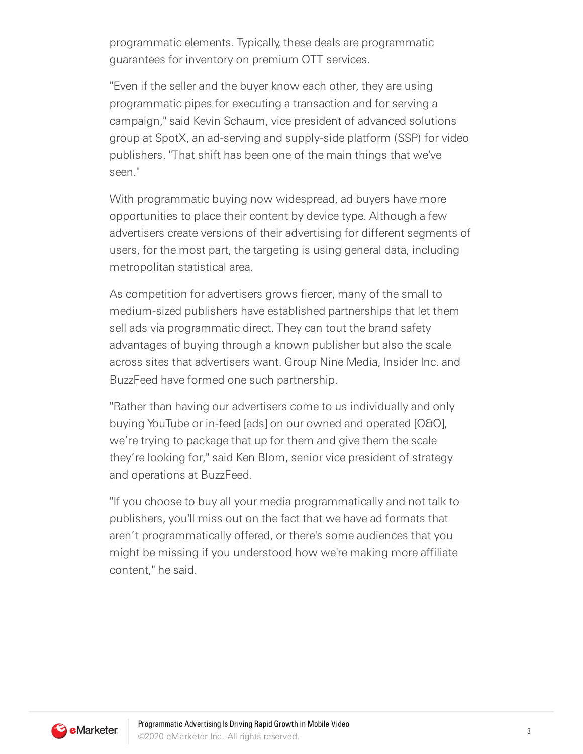programmatic elements. Typically, these deals are programmatic guarantees for inventory on premium OTT services.

"Even if the seller and the buyer know each other, they are using programmatic pipes for executing a transaction and for serving a campaign," said Kevin Schaum, vice president of advanced solutions group at SpotX, an ad-serving and supply-side platform (SSP) for video publishers. "That shift has been one of the main things that we've seen."

With programmatic buying now widespread, ad buyers have more opportunities to place their content by device type. Although a few advertisers create versions of their advertising for different segments of users, for the most part, the targeting is using general data, including metropolitan statistical area.

As competition for advertisers grows fiercer, many of the small to medium-sized publishers have established partnerships that let them sell ads via programmatic direct. They can tout the brand safety advantages of buying through a known publisher but also the scale across sites that advertisers want. Group Nine Media, Insider Inc. and BuzzFeed have formed one such partnership.

"Rather than having our advertisers come to us individually and only buying YouTube or in-feed [ads] on our owned and operated [O&O], we're trying to package that up for them and give them the scale they're looking for," said Ken Blom, senior vice president of strategy and operations at BuzzFeed.

"If you choose to buy all your media programmatically and not talk to publishers, you'll miss out on the fact that we have ad formats that aren't programmatically offered, or there's some audiences that you might be missing if you understood how we're making more affiliate content," he said.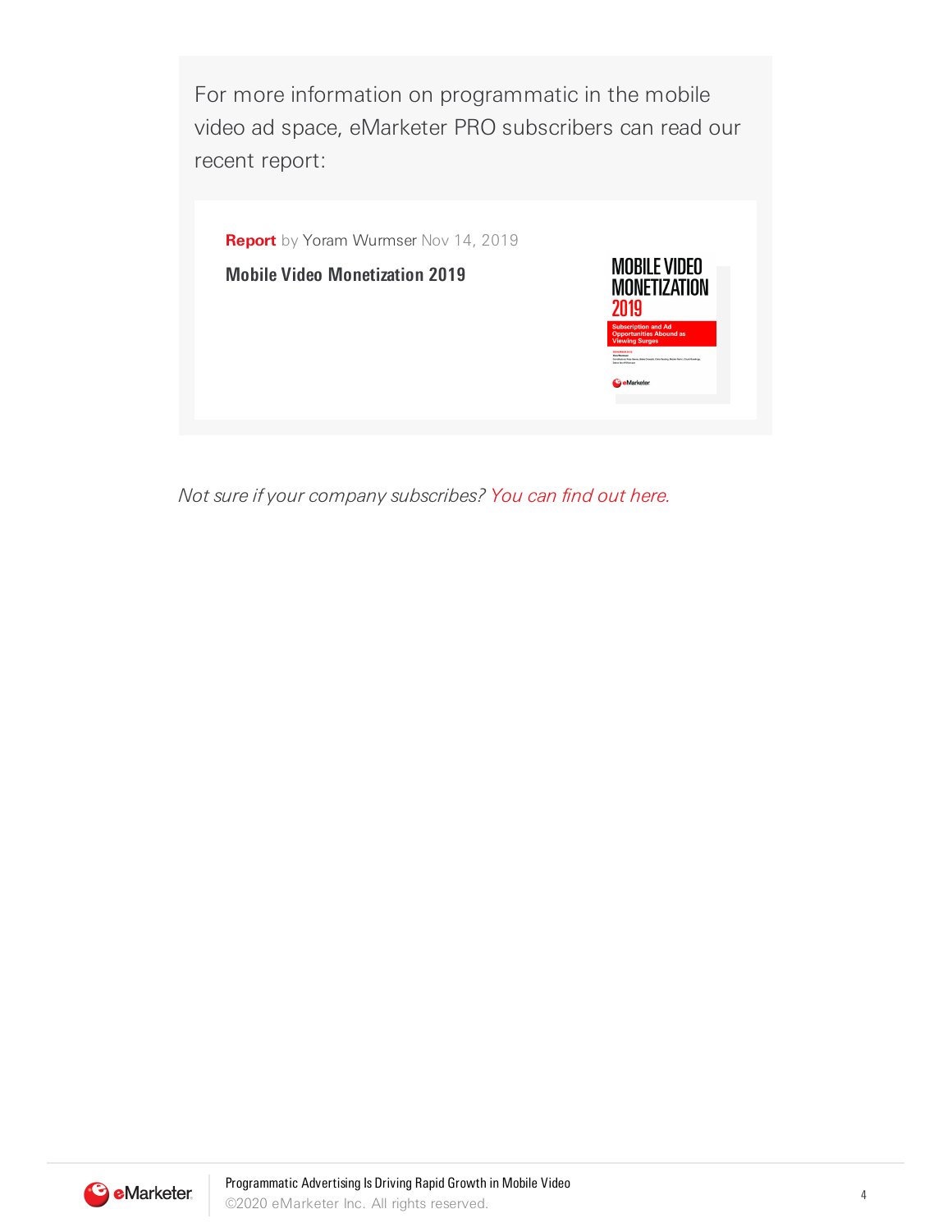For more information on programmatic in the mobile video ad space, eMarketer PRO subscribers can read our recent report:

**Report** by Yoram Wurmser Nov 14, 2019

**Mobile Video Monetization 2019**

*Not sure if your company subscribes? You can find out here.*